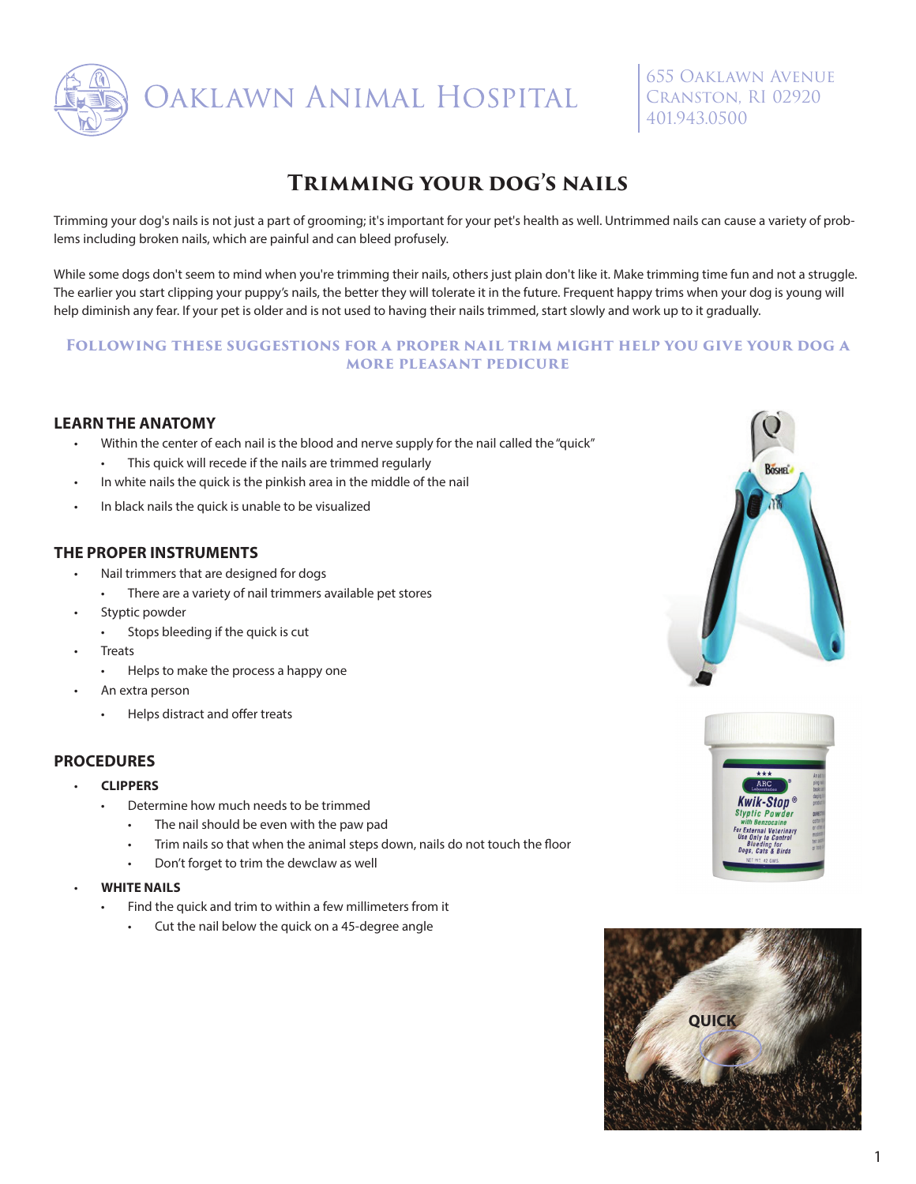# Oaklawn Animal Hospital

655 Oaklawn Avenue
Cranston, RI 02920
401.943.0500

## Trimming your dog's nails

Trimming your dog's nails is not just a part of grooming; it's important for your pet's health as well. Untrimmed nails can cause a variety of problems including broken nails, which are painful and can bleed profusely.

While some dogs don't seem to mind when you're trimming their nails, others just plain don't like it. Make trimming time fun and not a struggle. The earlier you start clipping your puppy's nails, the better they will tolerate it in the future. Frequent happy trims when your dog is young will help diminish any fear. If your pet is older and is not used to having their nails trimmed, start slowly and work up to it gradually.

### Following these suggestions for a proper nail trim might help you give your dog a more pleasant pedicure

### LEARN THE ANATOMY

- Within the center of each nail is the blood and nerve supply for the nail called the "quick"
  - This quick will recede if the nails are trimmed regularly
- In white nails the quick is the pinkish area in the middle of the nail
- In black nails the quick is unable to be visualized

### THE PROPER INSTRUMENTS

- Nail trimmers that are designed for dogs
  - There are a variety of nail trimmers available pet stores
- Styptic powder
  - Stops bleeding if the quick is cut
- Treats
  - Helps to make the process a happy one
- An extra person
  - Helps distract and offer treats

### PROCEDURES

- **CLIPPERS**
  - Determine how much needs to be trimmed
    - The nail should be even with the paw pad
    - Trim nails so that when the animal steps down, nails do not touch the floor
    - Don't forget to trim the dewclaw as well
- **WHITE NAILS**
  - Find the quick and trim to within a few millimeters from it
    - Cut the nail below the quick on a 45-degree angle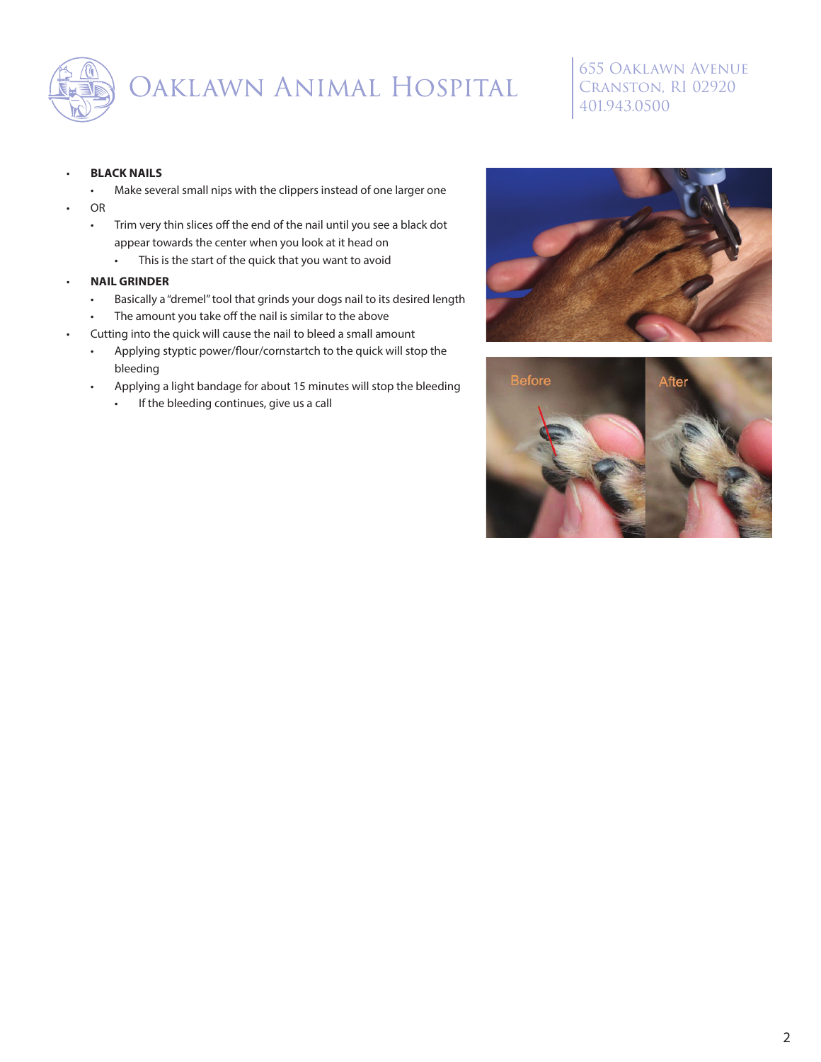- **BLACK NAILS**
  - Make several small nips with the clippers instead of one larger one
- OR
  - Trim very thin slices off the end of the nail until you see a black dot appear towards the center when you look at it head on
    - This is the start of the quick that you want to avoid
- **NAIL GRINDER**
  - Basically a "dremel" tool that grinds your dogs nail to its desired length
  - The amount you take off the nail is similar to the above
- Cutting into the quick will cause the nail to bleed a small amount
  - Applying styptic power/flour/cornstartch to the quick will stop the bleeding
  - Applying a light bandage for about 15 minutes will stop the bleeding
    - If the bleeding continues, give us a call